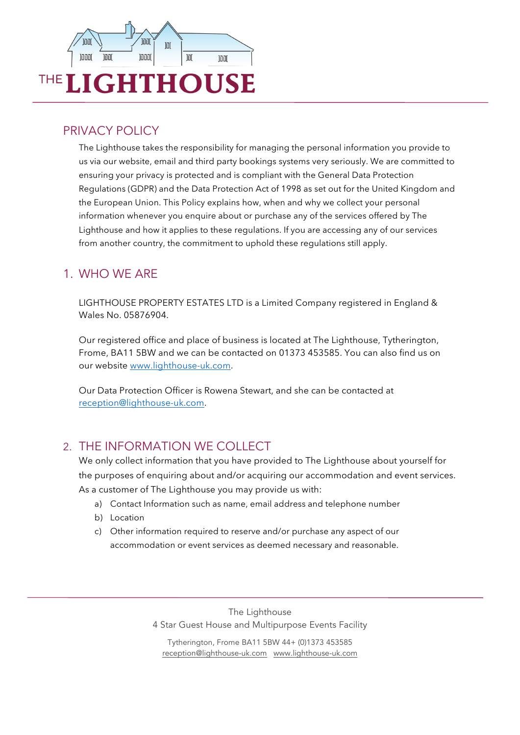# THE LIGHTHOUSE

## PRIVACY POLICY

The Lighthouse takes the responsibility for managing the personal information you provide to us via our website, email and third party bookings systems very seriously. We are committed to ensuring your privacy is protected and is compliant with the General Data Protection Regulations (GDPR) and the Data Protection Act of 1998 as set out for the United Kingdom and the European Union. This Policy explains how, when and why we collect your personal information whenever you enquire about or purchase any of the services offered by The Lighthouse and how it applies to these regulations. If you are accessing any of our services from another country, the commitment to uphold these regulations still apply.

## 1. WHO WE ARE

LIGHTHOUSE PROPERTY ESTATES LTD is a Limited Company registered in England & Wales No. 05876904.

Our registered office and place of business is located at The Lighthouse, Tytherington, Frome, BA11 5BW and we can be contacted on 01373 453585. You can also find us on our website www.lighthouse-uk.com.

Our Data Protection Officer is Rowena Stewart, and she can be contacted at reception@lighthouse-uk.com.

## 2. THE INFORMATION WE COLLECT

We only collect information that you have provided to The Lighthouse about yourself for the purposes of enquiring about and/or acquiring our accommodation and event services. As a customer of The Lighthouse you may provide us with:

a) Contact Information such as name, email address and telephone number
b) Location
c) Other information required to reserve and/or purchase any aspect of our accommodation or event services as deemed necessary and reasonable.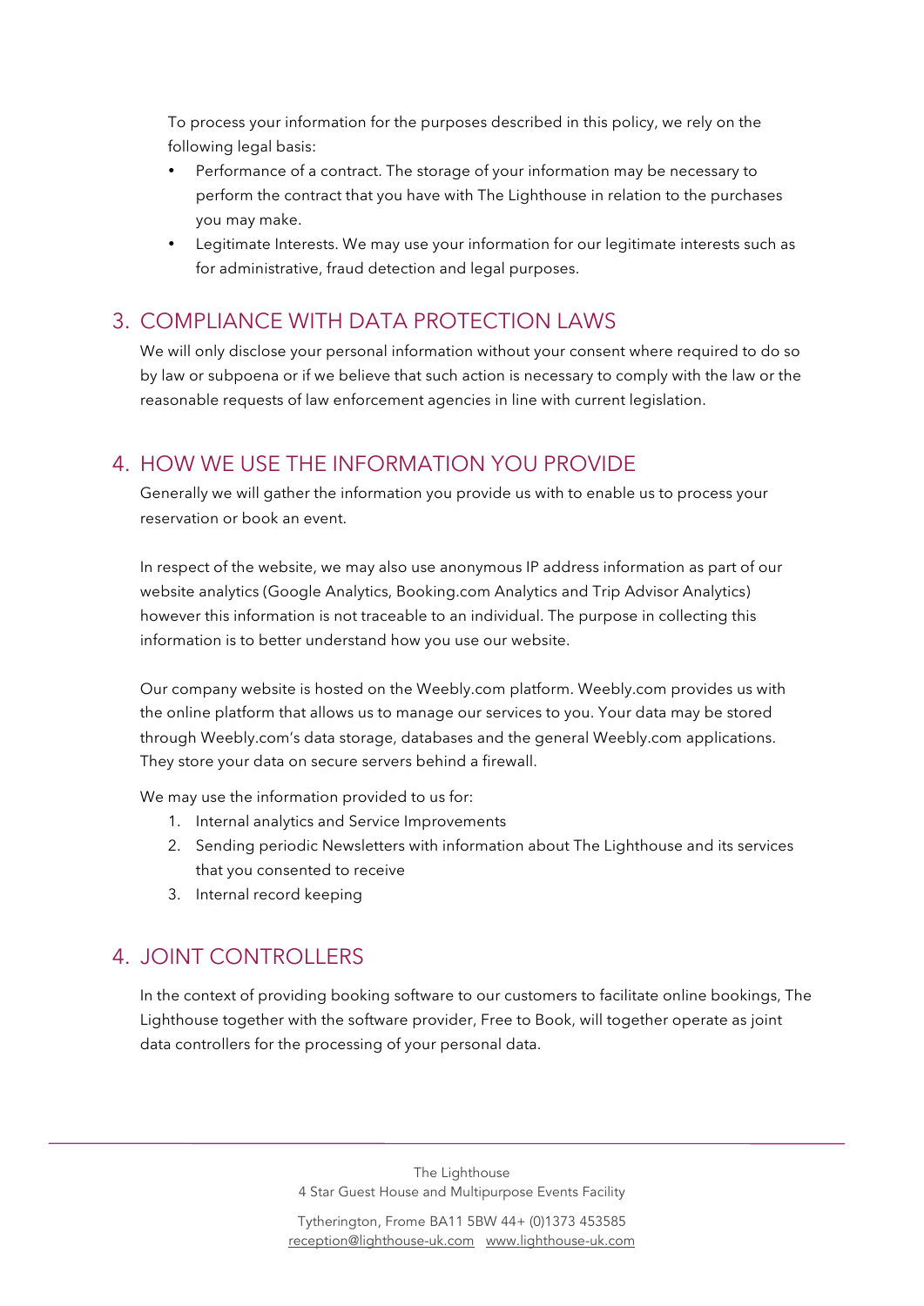To process your information for the purposes described in this policy, we rely on the following legal basis:

- Performance of a contract. The storage of your information may be necessary to perform the contract that you have with The Lighthouse in relation to the purchases you may make.
- Legitimate Interests. We may use your information for our legitimate interests such as for administrative, fraud detection and legal purposes.

## 3. COMPLIANCE WITH DATA PROTECTION LAWS

We will only disclose your personal information without your consent where required to do so by law or subpoena or if we believe that such action is necessary to comply with the law or the reasonable requests of law enforcement agencies in line with current legislation.

## 4. HOW WE USE THE INFORMATION YOU PROVIDE

Generally we will gather the information you provide us with to enable us to process your reservation or book an event.

In respect of the website, we may also use anonymous IP address information as part of our website analytics (Google Analytics, Booking.com Analytics and Trip Advisor Analytics) however this information is not traceable to an individual. The purpose in collecting this information is to better understand how you use our website.

Our company website is hosted on the Weebly.com platform. Weebly.com provides us with the online platform that allows us to manage our services to you. Your data may be stored through Weebly.com's data storage, databases and the general Weebly.com applications. They store your data on secure servers behind a firewall.

We may use the information provided to us for:

1. Internal analytics and Service Improvements
2. Sending periodic Newsletters with information about The Lighthouse and its services that you consented to receive
3. Internal record keeping

## 4. JOINT CONTROLLERS

In the context of providing booking software to our customers to facilitate online bookings, The Lighthouse together with the software provider, Free to Book, will together operate as joint data controllers for the processing of your personal data.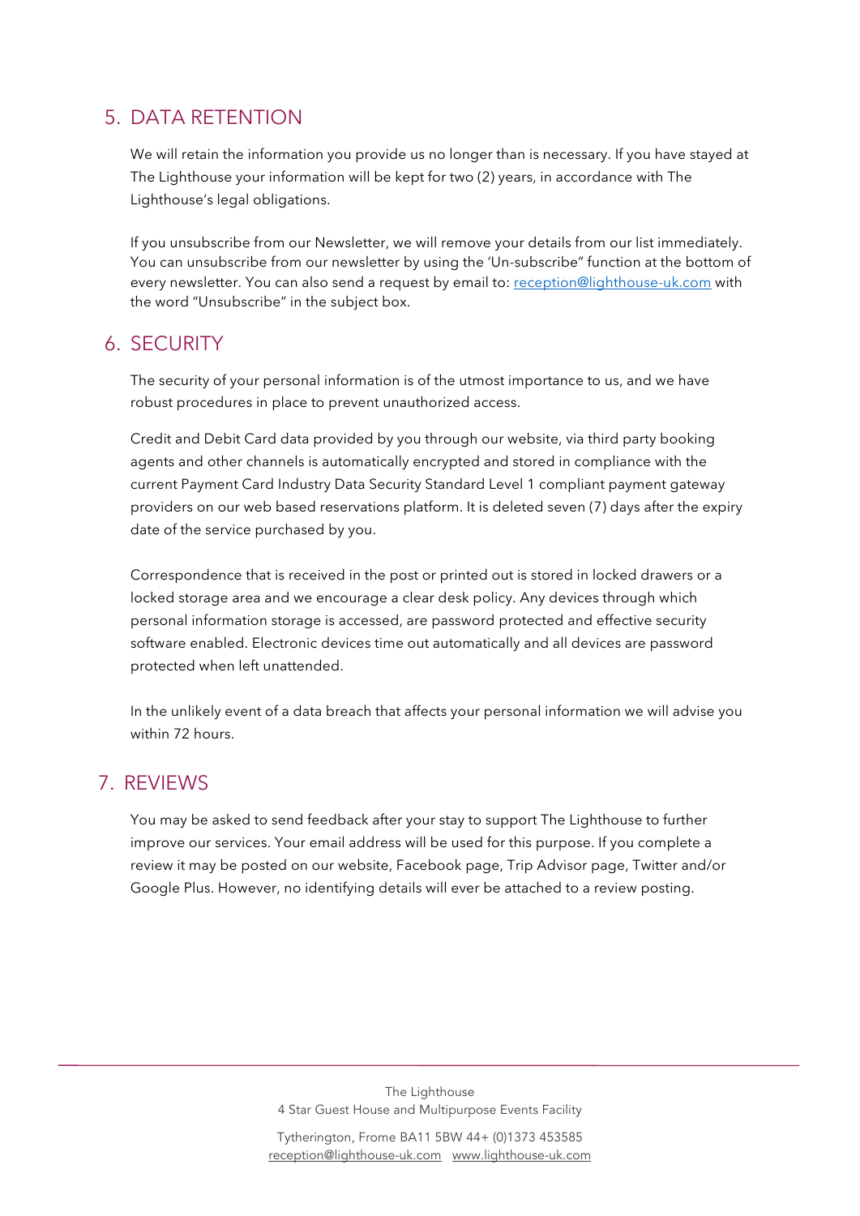## 5. DATA RETENTION

We will retain the information you provide us no longer than is necessary. If you have stayed at The Lighthouse your information will be kept for two (2) years, in accordance with The Lighthouse's legal obligations.

If you unsubscribe from our Newsletter, we will remove your details from our list immediately. You can unsubscribe from our newsletter by using the 'Un-subscribe" function at the bottom of every newsletter. You can also send a request by email to: reception@lighthouse-uk.com with the word "Unsubscribe" in the subject box.

## 6. SECURITY

The security of your personal information is of the utmost importance to us, and we have robust procedures in place to prevent unauthorized access.

Credit and Debit Card data provided by you through our website, via third party booking agents and other channels is automatically encrypted and stored in compliance with the current Payment Card Industry Data Security Standard Level 1 compliant payment gateway providers on our web based reservations platform. It is deleted seven (7) days after the expiry date of the service purchased by you.

Correspondence that is received in the post or printed out is stored in locked drawers or a locked storage area and we encourage a clear desk policy. Any devices through which personal information storage is accessed, are password protected and effective security software enabled. Electronic devices time out automatically and all devices are password protected when left unattended.

In the unlikely event of a data breach that affects your personal information we will advise you within 72 hours.

## 7. REVIEWS

You may be asked to send feedback after your stay to support The Lighthouse to further improve our services. Your email address will be used for this purpose. If you complete a review it may be posted on our website, Facebook page, Trip Advisor page, Twitter and/or Google Plus. However, no identifying details will ever be attached to a review posting.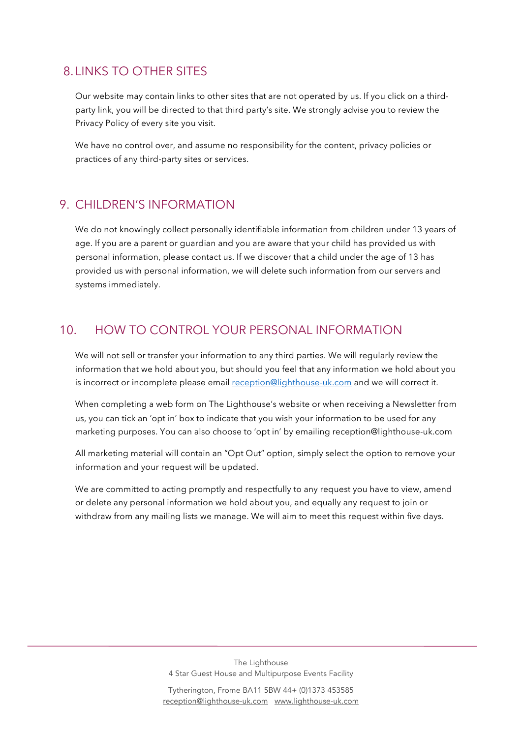## 8. LINKS TO OTHER SITES

Our website may contain links to other sites that are not operated by us. If you click on a third-party link, you will be directed to that third party's site. We strongly advise you to review the Privacy Policy of every site you visit.

We have no control over, and assume no responsibility for the content, privacy policies or practices of any third-party sites or services.

## 9. CHILDREN'S INFORMATION

We do not knowingly collect personally identifiable information from children under 13 years of age. If you are a parent or guardian and you are aware that your child has provided us with personal information, please contact us. If we discover that a child under the age of 13 has provided us with personal information, we will delete such information from our servers and systems immediately.

## 10. HOW TO CONTROL YOUR PERSONAL INFORMATION

We will not sell or transfer your information to any third parties. We will regularly review the information that we hold about you, but should you feel that any information we hold about you is incorrect or incomplete please email reception@lighthouse-uk.com and we will correct it.

When completing a web form on The Lighthouse's website or when receiving a Newsletter from us, you can tick an 'opt in' box to indicate that you wish your information to be used for any marketing purposes. You can also choose to 'opt in' by emailing reception@lighthouse-uk.com

All marketing material will contain an "Opt Out" option, simply select the option to remove your information and your request will be updated.

We are committed to acting promptly and respectfully to any request you have to view, amend or delete any personal information we hold about you, and equally any request to join or withdraw from any mailing lists we manage. We will aim to meet this request within five days.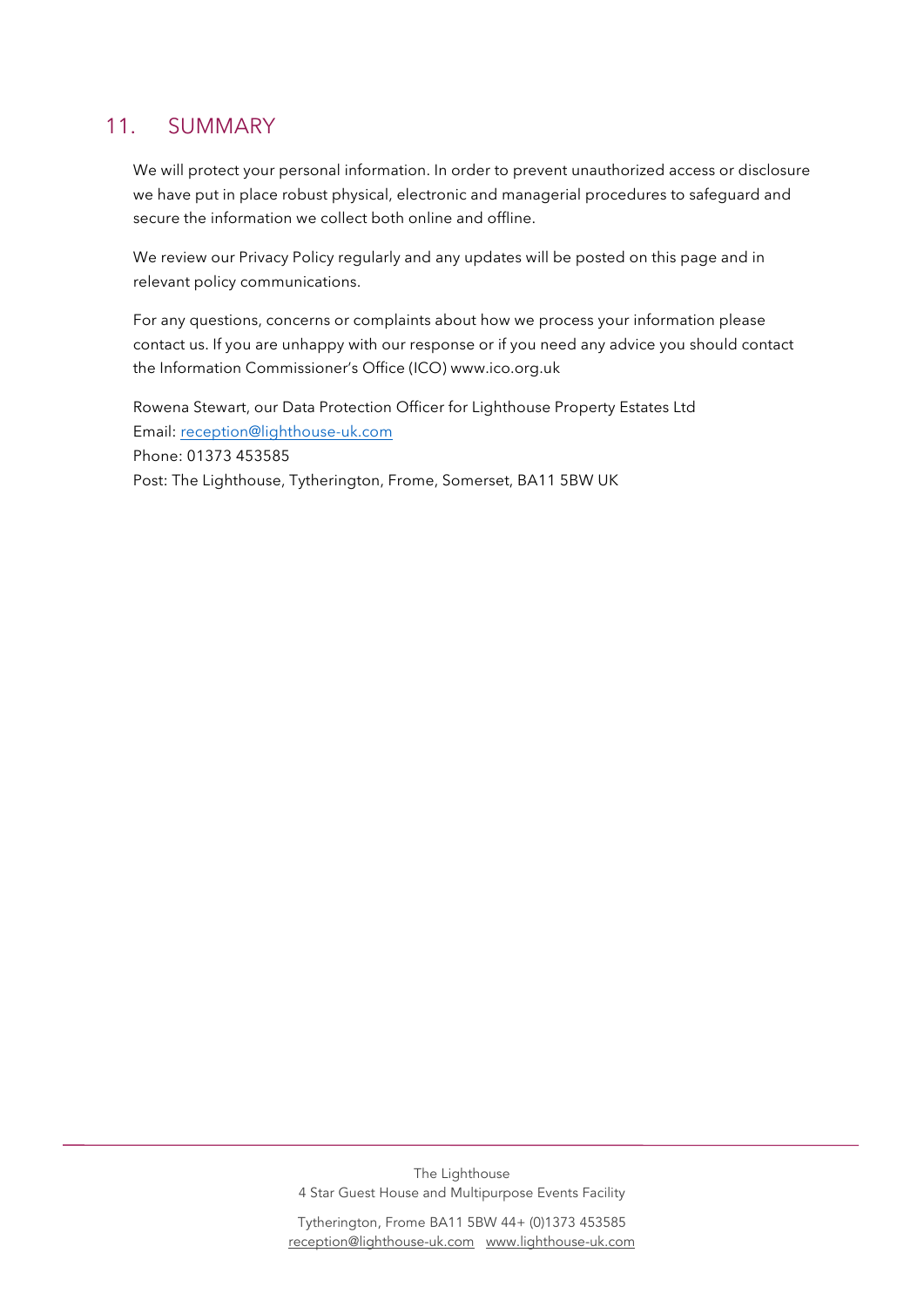## 11. SUMMARY

We will protect your personal information. In order to prevent unauthorized access or disclosure we have put in place robust physical, electronic and managerial procedures to safeguard and secure the information we collect both online and offline.

We review our Privacy Policy regularly and any updates will be posted on this page and in relevant policy communications.

For any questions, concerns or complaints about how we process your information please contact us. If you are unhappy with our response or if you need any advice you should contact the Information Commissioner's Office (ICO) www.ico.org.uk

Rowena Stewart, our Data Protection Officer for Lighthouse Property Estates Ltd
Email: reception@lighthouse-uk.com
Phone: 01373 453585
Post: The Lighthouse, Tytherington, Frome, Somerset, BA11 5BW UK